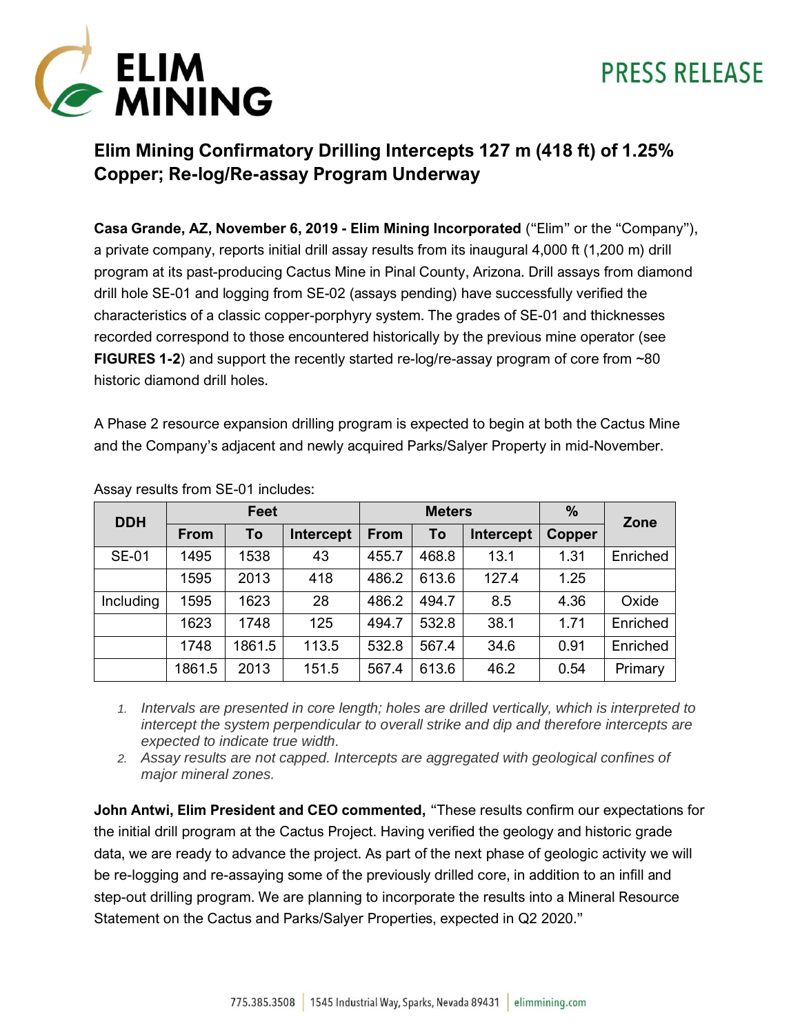PRESS RELEASE

# Elim Mining Confirmatory Drilling Intercepts 127 m (418 ft) of 1.25% Copper; Re-log/Re-assay Program Underway

**Casa Grande, AZ, November 6, 2019 - Elim Mining Incorporated** ("Elim" or the "Company"), a private company, reports initial drill assay results from its inaugural 4,000 ft (1,200 m) drill program at its past-producing Cactus Mine in Pinal County, Arizona. Drill assays from diamond drill hole SE-01 and logging from SE-02 (assays pending) have successfully verified the characteristics of a classic copper-porphyry system. The grades of SE-01 and thicknesses recorded correspond to those encountered historically by the previous mine operator (see **FIGURES 1-2**) and support the recently started re-log/re-assay program of core from ~80 historic diamond drill holes.

A Phase 2 resource expansion drilling program is expected to begin at both the Cactus Mine and the Company's adjacent and newly acquired Parks/Salyer Property in mid-November.

Assay results from SE-01 includes:

| DDH | Feet | | | Meters | | | % | Zone |
|---|---|---|---|---|---|---|---|---|
| | From | To | Intercept | From | To | Intercept | Copper | |
| SE-01 | 1495 | 1538 | 43 | 455.7 | 468.8 | 13.1 | 1.31 | Enriched |
| | 1595 | 2013 | 418 | 486.2 | 613.6 | 127.4 | 1.25 | |
| Including | 1595 | 1623 | 28 | 486.2 | 494.7 | 8.5 | 4.36 | Oxide |
| | 1623 | 1748 | 125 | 494.7 | 532.8 | 38.1 | 1.71 | Enriched |
| | 1748 | 1861.5 | 113.5 | 532.8 | 567.4 | 34.6 | 0.91 | Enriched |
| | 1861.5 | 2013 | 151.5 | 567.4 | 613.6 | 46.2 | 0.54 | Primary |

1. *Intervals are presented in core length; holes are drilled vertically, which is interpreted to intercept the system perpendicular to overall strike and dip and therefore intercepts are expected to indicate true width.*
2. *Assay results are not capped. Intercepts are aggregated with geological confines of major mineral zones.*

**John Antwi, Elim President and CEO commented,** "These results confirm our expectations for the initial drill program at the Cactus Project. Having verified the geology and historic grade data, we are ready to advance the project. As part of the next phase of geologic activity we will be re-logging and re-assaying some of the previously drilled core, in addition to an infill and step-out drilling program. We are planning to incorporate the results into a Mineral Resource Statement on the Cactus and Parks/Salyer Properties, expected in Q2 2020."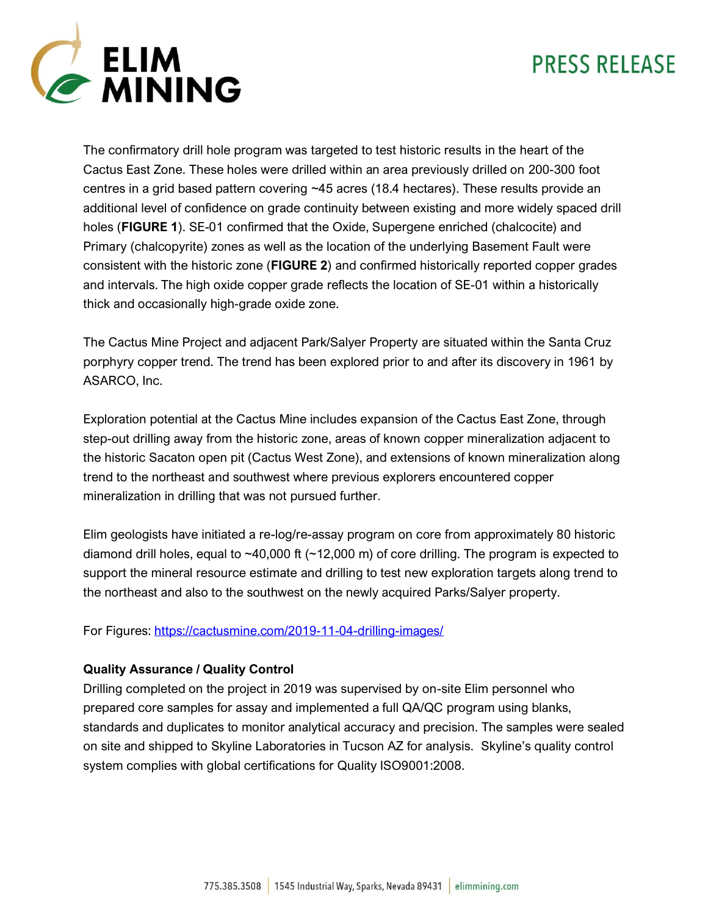The confirmatory drill hole program was targeted to test historic results in the heart of the Cactus East Zone. These holes were drilled within an area previously drilled on 200-300 foot centres in a grid based pattern covering ~45 acres (18.4 hectares). These results provide an additional level of confidence on grade continuity between existing and more widely spaced drill holes (**FIGURE 1**). SE-01 confirmed that the Oxide, Supergene enriched (chalcocite) and Primary (chalcopyrite) zones as well as the location of the underlying Basement Fault were consistent with the historic zone (**FIGURE 2**) and confirmed historically reported copper grades and intervals. The high oxide copper grade reflects the location of SE-01 within a historically thick and occasionally high-grade oxide zone.

The Cactus Mine Project and adjacent Park/Salyer Property are situated within the Santa Cruz porphyry copper trend. The trend has been explored prior to and after its discovery in 1961 by ASARCO, Inc.

Exploration potential at the Cactus Mine includes expansion of the Cactus East Zone, through step-out drilling away from the historic zone, areas of known copper mineralization adjacent to the historic Sacaton open pit (Cactus West Zone), and extensions of known mineralization along trend to the northeast and southwest where previous explorers encountered copper mineralization in drilling that was not pursued further.

Elim geologists have initiated a re-log/re-assay program on core from approximately 80 historic diamond drill holes, equal to ~40,000 ft (~12,000 m) of core drilling. The program is expected to support the mineral resource estimate and drilling to test new exploration targets along trend to the northeast and also to the southwest on the newly acquired Parks/Salyer property.

For Figures: [https://cactusmine.com/2019-11-04-drilling-images/](https://cactusmine.com/2019-11-04-drilling-images/)

**Quality Assurance / Quality Control**

Drilling completed on the project in 2019 was supervised by on-site Elim personnel who prepared core samples for assay and implemented a full QA/QC program using blanks, standards and duplicates to monitor analytical accuracy and precision. The samples were sealed on site and shipped to Skyline Laboratories in Tucson AZ for analysis. Skyline's quality control system complies with global certifications for Quality ISO9001:2008.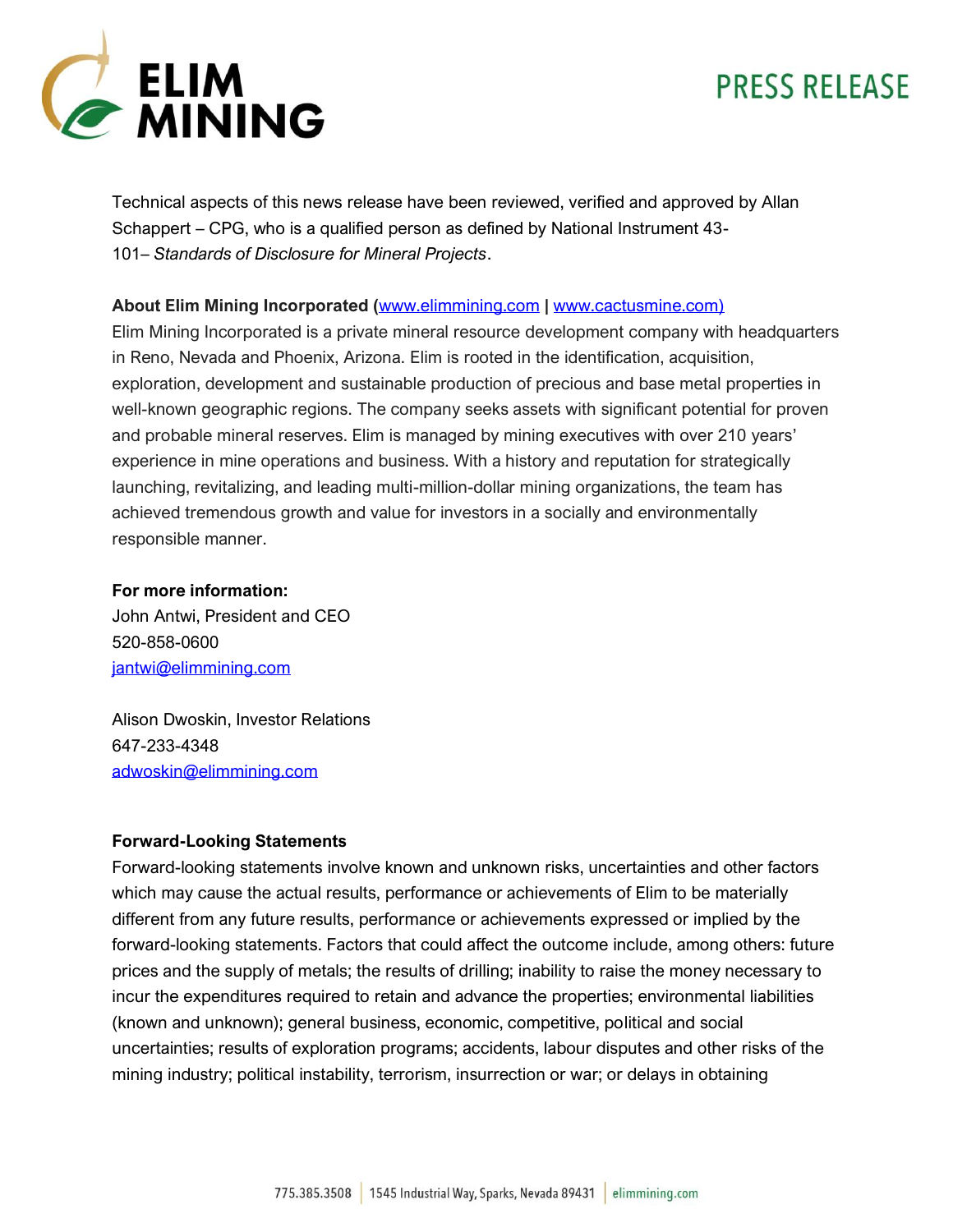Technical aspects of this news release have been reviewed, verified and approved by Allan Schappert – CPG, who is a qualified person as defined by National Instrument 43-101– *Standards of Disclosure for Mineral Projects*.

**About Elim Mining Incorporated (**[www.elimmining.com](http://www.elimmining.com) **|** [www.cactusmine.com)](http://www.cactusmine.com)
Elim Mining Incorporated is a private mineral resource development company with headquarters in Reno, Nevada and Phoenix, Arizona. Elim is rooted in the identification, acquisition, exploration, development and sustainable production of precious and base metal properties in well-known geographic regions. The company seeks assets with significant potential for proven and probable mineral reserves. Elim is managed by mining executives with over 210 years' experience in mine operations and business. With a history and reputation for strategically launching, revitalizing, and leading multi-million-dollar mining organizations, the team has achieved tremendous growth and value for investors in a socially and environmentally responsible manner.

**For more information:**
John Antwi, President and CEO
520-858-0600
[jantwi@elimmining.com](mailto:jantwi@elimmining.com)

Alison Dwoskin, Investor Relations
647-233-4348
[adwoskin@elimmining.com](mailto:adwoskin@elimmining.com)

**Forward-Looking Statements**
Forward-looking statements involve known and unknown risks, uncertainties and other factors which may cause the actual results, performance or achievements of Elim to be materially different from any future results, performance or achievements expressed or implied by the forward-looking statements. Factors that could affect the outcome include, among others: future prices and the supply of metals; the results of drilling; inability to raise the money necessary to incur the expenditures required to retain and advance the properties; environmental liabilities (known and unknown); general business, economic, competitive, political and social uncertainties; results of exploration programs; accidents, labour disputes and other risks of the mining industry; political instability, terrorism, insurrection or war; or delays in obtaining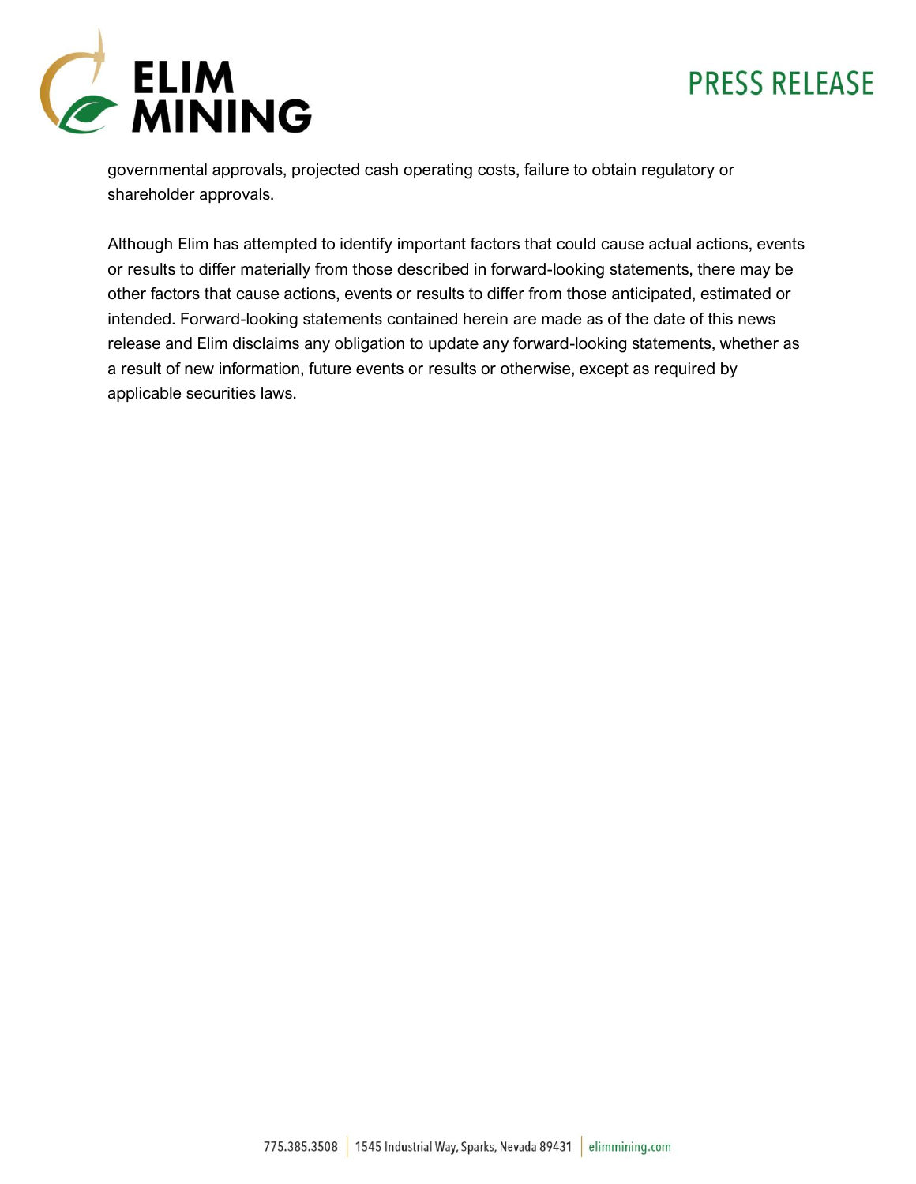governmental approvals, projected cash operating costs, failure to obtain regulatory or shareholder approvals.

Although Elim has attempted to identify important factors that could cause actual actions, events or results to differ materially from those described in forward-looking statements, there may be other factors that cause actions, events or results to differ from those anticipated, estimated or intended. Forward-looking statements contained herein are made as of the date of this news release and Elim disclaims any obligation to update any forward-looking statements, whether as a result of new information, future events or results or otherwise, except as required by applicable securities laws.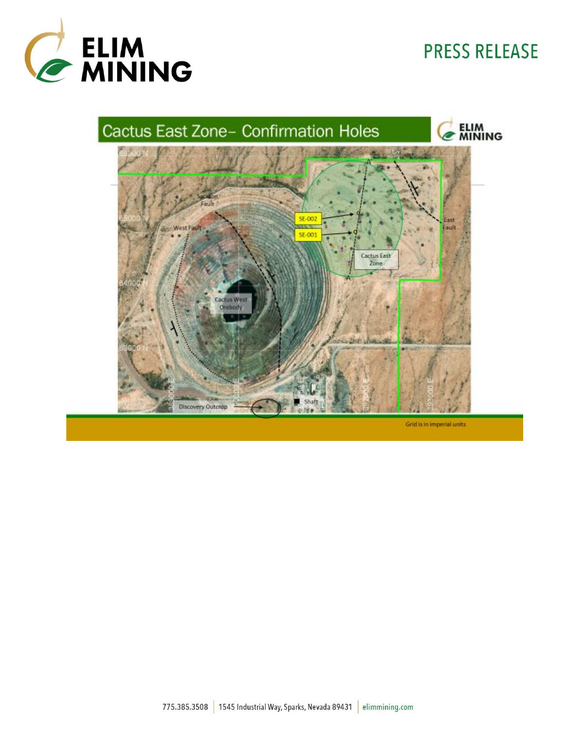## Cactus East Zone– Confirmation Holes

SE-002

SE-001

Sacaton Fault

West Fault

East Fault

Cactus East Zone

Cactus West Orebody

Discovery Outcrop

Shaft

Grid is in imperial units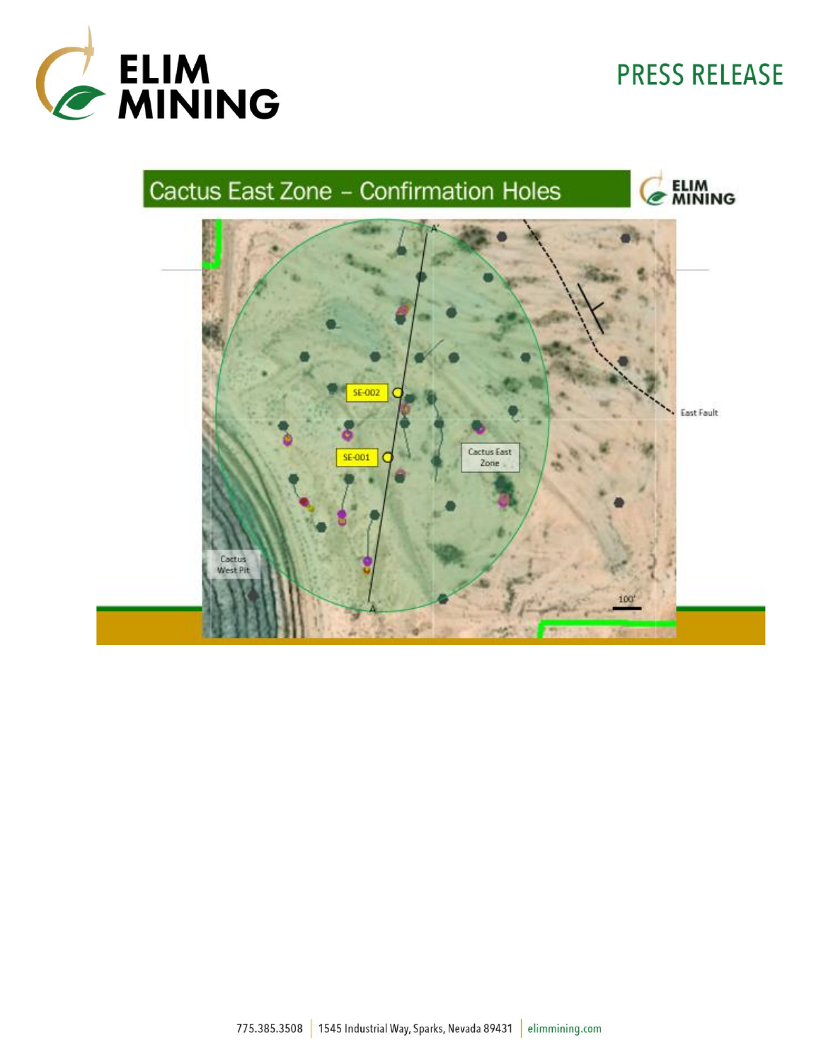## Cactus East Zone – Confirmation Holes

SE-002

SE-001

Cactus East Zone

East Fault

Cactus West Pit

100'

A'

A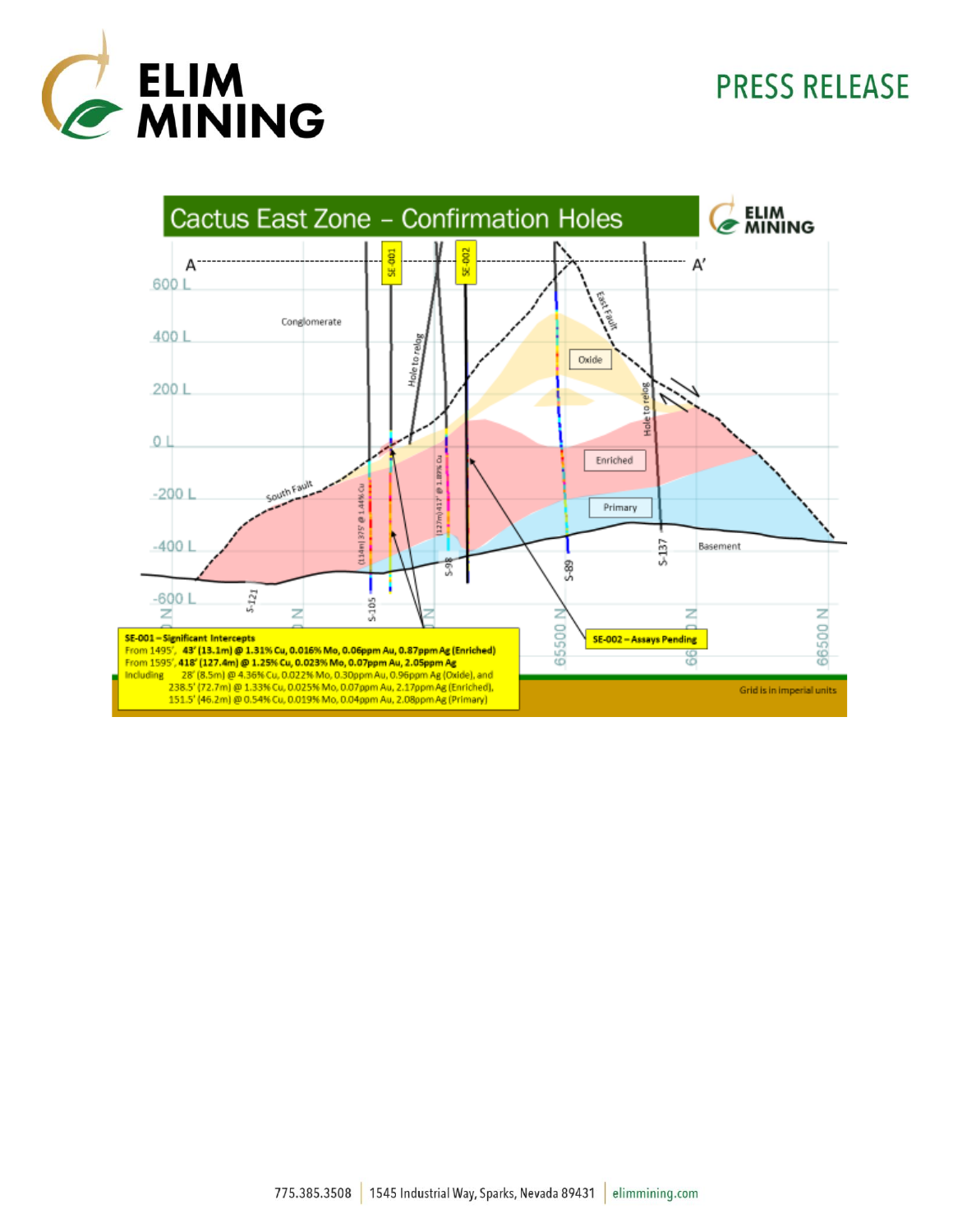Cactus East Zone – Confirmation Holes

A

A'

600 L

400 L

200 L

0 L

-200 L

-400 L

-600 L

Conglomerate

SE-001

SE-002

Hole to relog

East Fault

Oxide

Hole to relog

Enriched

Primary

South Fault

Basement

(114m) 375' @ 1.44% Cu

(127m) 417' @ 1.89% Cu

S-121

S-105

S-98

S-89

S-137

65500 N

66500 N

SE-001 – Significant Intercepts

From 1495', **43' (13.1m) @ 1.31% Cu, 0.016% Mo, 0.06ppm Au, 0.87ppm Ag (Enriched)**

From 1595', **418' (127.4m) @ 1.25% Cu, 0.023% Mo, 0.07ppm Au, 2.05ppm Ag**

Including 28' (8.5m) @ 4.36% Cu, 0.022% Mo, 0.30ppm Au, 0.96ppm Ag (Oxide), and

238.5' (72.7m) @ 1.33% Cu, 0.025% Mo, 0.07ppm Au, 2.17ppm Ag (Enriched),

151.5' (46.2m) @ 0.54% Cu, 0.019% Mo, 0.04ppm Au, 2.08ppm Ag (Primary)

SE-002 – Assays Pending

Grid is in imperial units